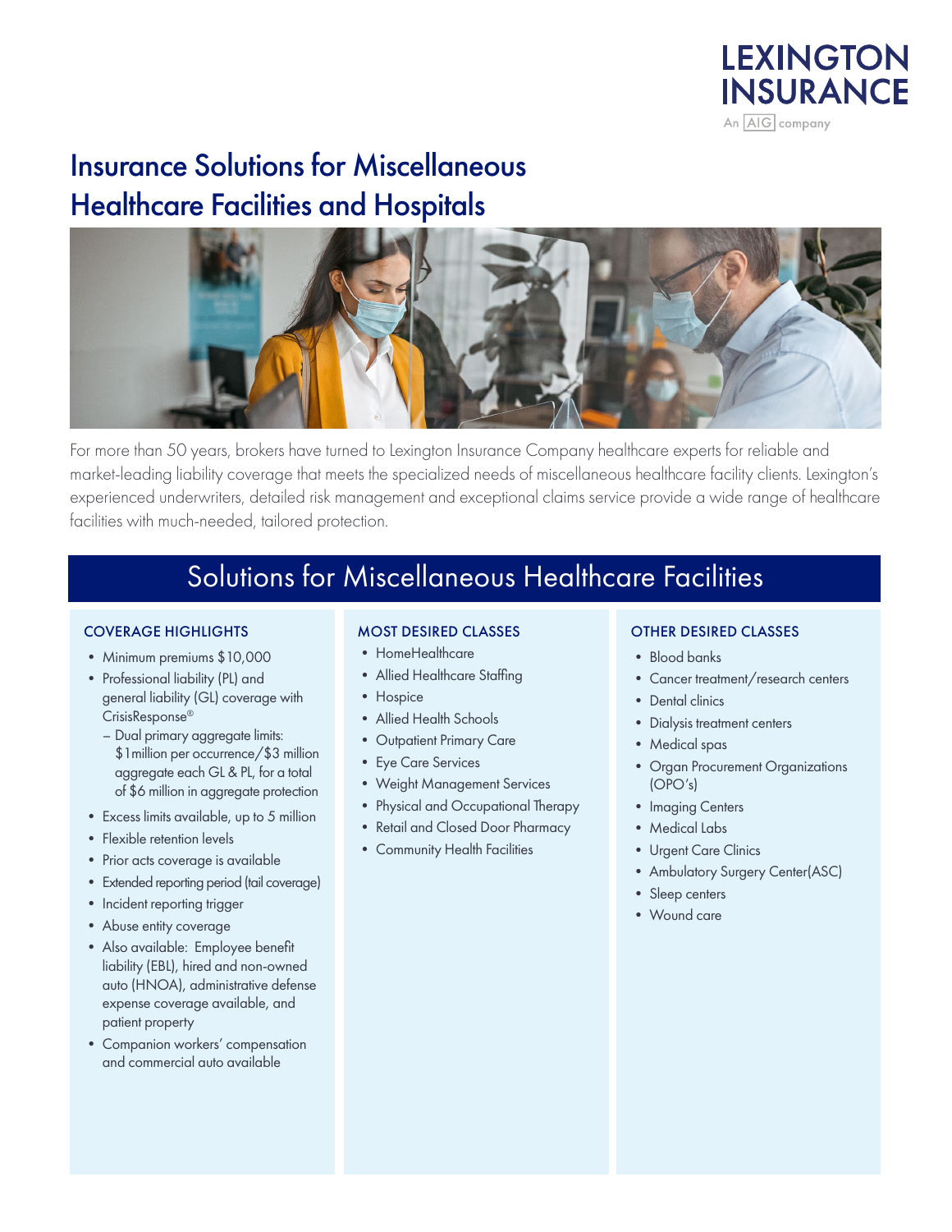LEXINGTON INSURANCE

An AIG company

# Insurance Solutions for Miscellaneous Healthcare Facilities and Hospitals

For more than 50 years, brokers have turned to Lexington Insurance Company healthcare experts for reliable and market-leading liability coverage that meets the specialized needs of miscellaneous healthcare facility clients. Lexington's experienced underwriters, detailed risk management and exceptional claims service provide a wide range of healthcare facilities with much-needed, tailored protection.

## Solutions for Miscellaneous Healthcare Facilities

### COVERAGE HIGHLIGHTS

- Minimum premiums $10,000
- Professional liability (PL) and general liability (GL) coverage with CrisisResponse®
  - Dual primary aggregate limits: $1million per occurrence/$3 million aggregate each GL & PL, for a total of $6 million in aggregate protection
- Excess limits available, up to 5 million
- Flexible retention levels
- Prior acts coverage is available
- Extended reporting period (tail coverage)
- Incident reporting trigger
- Abuse entity coverage
- Also available: Employee benefit liability (EBL), hired and non-owned auto (HNOA), administrative defense expense coverage available, and patient property
- Companion workers' compensation and commercial auto available

### MOST DESIRED CLASSES

- HomeHealthcare
- Allied Healthcare Staffing
- Hospice
- Allied Health Schools
- Outpatient Primary Care
- Eye Care Services
- Weight Management Services
- Physical and Occupational Therapy
- Retail and Closed Door Pharmacy
- Community Health Facilities

### OTHER DESIRED CLASSES

- Blood banks
- Cancer treatment/research centers
- Dental clinics
- Dialysis treatment centers
- Medical spas
- Organ Procurement Organizations (OPO's)
- Imaging Centers
- Medical Labs
- Urgent Care Clinics
- Ambulatory Surgery Center(ASC)
- Sleep centers
- Wound care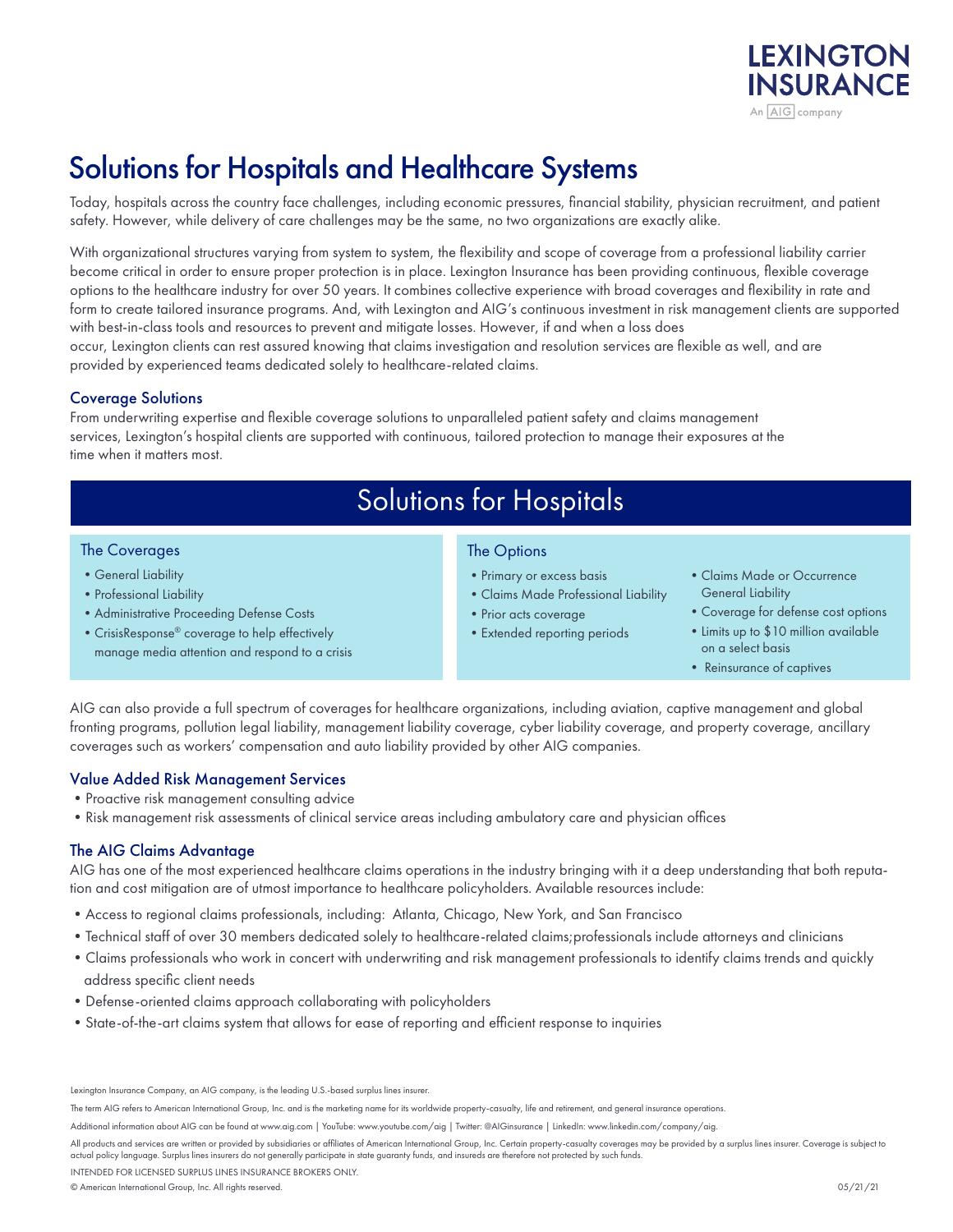LEXINGTON INSURANCE
An AIG company

# Solutions for Hospitals and Healthcare Systems

Today, hospitals across the country face challenges, including economic pressures, financial stability, physician recruitment, and patient safety. However, while delivery of care challenges may be the same, no two organizations are exactly alike.

With organizational structures varying from system to system, the flexibility and scope of coverage from a professional liability carrier become critical in order to ensure proper protection is in place. Lexington Insurance has been providing continuous, flexible coverage options to the healthcare industry for over 50 years. It combines collective experience with broad coverages and flexibility in rate and form to create tailored insurance programs. And, with Lexington and AIG's continuous investment in risk management clients are supported with best-in-class tools and resources to prevent and mitigate losses. However, if and when a loss does occur, Lexington clients can rest assured knowing that claims investigation and resolution services are flexible as well, and are provided by experienced teams dedicated solely to healthcare-related claims.

### Coverage Solutions

From underwriting expertise and flexible coverage solutions to unparalleled patient safety and claims management services, Lexington's hospital clients are supported with continuous, tailored protection to manage their exposures at the time when it matters most.

## Solutions for Hospitals

### The Coverages

- General Liability
- Professional Liability
- Administrative Proceeding Defense Costs
- CrisisResponse® coverage to help effectively manage media attention and respond to a crisis

### The Options

- Primary or excess basis
- Claims Made Professional Liability
- Prior acts coverage
- Extended reporting periods
- Claims Made or Occurrence General Liability
- Coverage for defense cost options
- Limits up to $10 million available on a select basis
- Reinsurance of captives

AIG can also provide a full spectrum of coverages for healthcare organizations, including aviation, captive management and global fronting programs, pollution legal liability, management liability coverage, cyber liability coverage, and property coverage, ancillary coverages such as workers' compensation and auto liability provided by other AIG companies.

### Value Added Risk Management Services

- Proactive risk management consulting advice
- Risk management risk assessments of clinical service areas including ambulatory care and physician offices

### The AIG Claims Advantage

AIG has one of the most experienced healthcare claims operations in the industry bringing with it a deep understanding that both reputation and cost mitigation are of utmost importance to healthcare policyholders. Available resources include:

- Access to regional claims professionals, including: Atlanta, Chicago, New York, and San Francisco
- Technical staff of over 30 members dedicated solely to healthcare-related claims;professionals include attorneys and clinicians
- Claims professionals who work in concert with underwriting and risk management professionals to identify claims trends and quickly address specific client needs
- Defense-oriented claims approach collaborating with policyholders
- State-of-the-art claims system that allows for ease of reporting and efficient response to inquiries

Lexington Insurance Company, an AIG company, is the leading U.S.-based surplus lines insurer.

The term AIG refers to American International Group, Inc. and is the marketing name for its worldwide property-casualty, life and retirement, and general insurance operations.

Additional information about AIG can be found at www.aig.com | YouTube: www.youtube.com/aig | Twitter: @AIGinsurance | LinkedIn: www.linkedin.com/company/aig.

All products and services are written or provided by subsidiaries or affiliates of American International Group, Inc. Certain property-casualty coverages may be provided by a surplus lines insurer. Coverage is subject to actual policy language. Surplus lines insurers do not generally participate in state guaranty funds, and insureds are therefore not protected by such funds.

INTENDED FOR LICENSED SURPLUS LINES INSURANCE BROKERS ONLY.

© American International Group, Inc. All rights reserved.

05/21/21